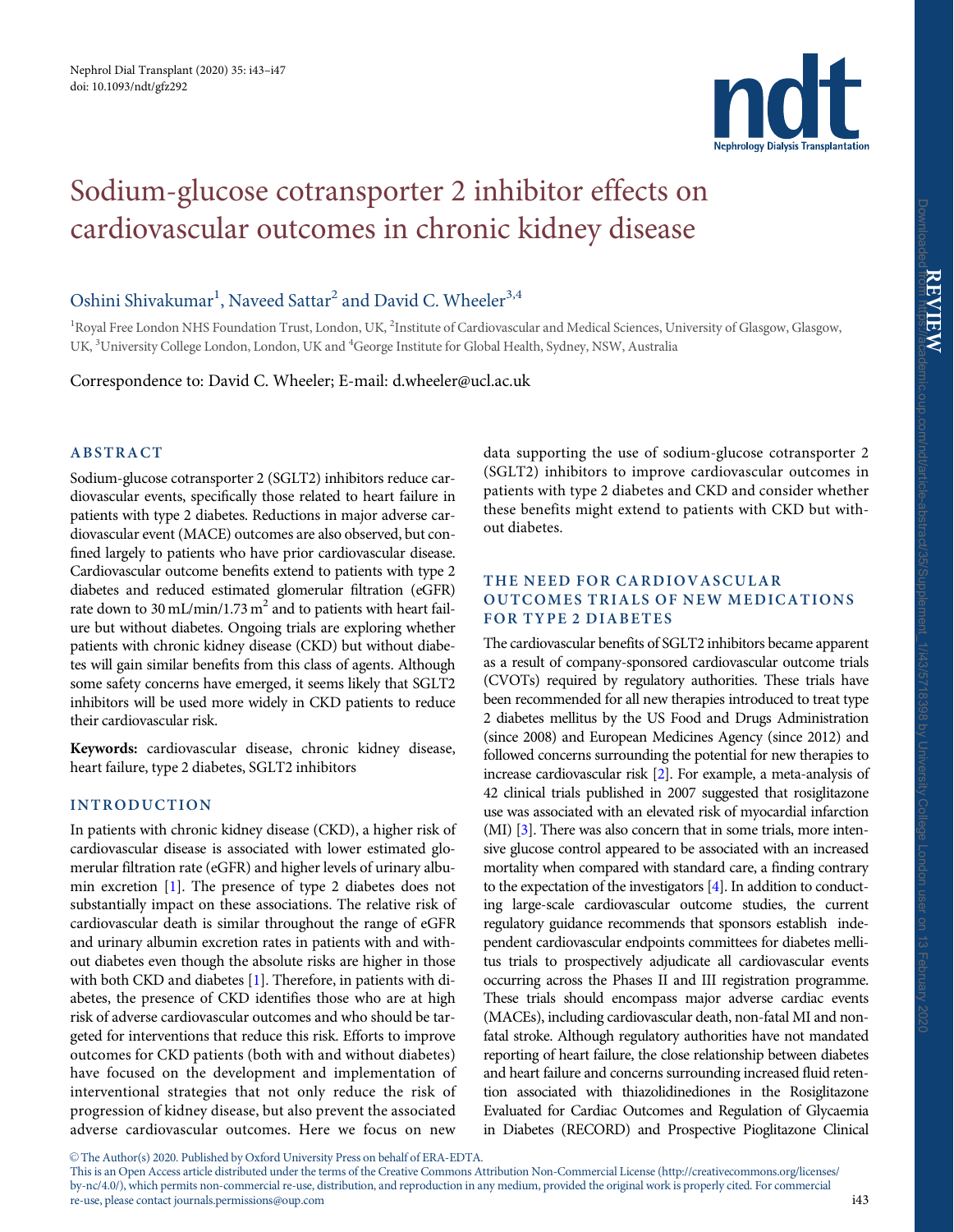# Sodium-glucose cotransporter 2 inhibitor effects on cardiovascular outcomes in chronic kidney disease

Oshini Shivakumar[1], Naveed Sattar[2] and David C. Wheeler[3,4]

[1]Royal Free London NHS Foundation Trust, London, UK, [2]Institute of Cardiovascular and Medical Sciences, University of Glasgow, Glasgow, UK, [3]University College London, London, UK and [4]George Institute for Global Health, Sydney, NSW, Australia

Correspondence to: David C. Wheeler; E-mail: d.wheeler@ucl.ac.uk

## ABSTRACT

Sodium-glucose cotransporter 2 (SGLT2) inhibitors reduce cardiovascular events, specifically those related to heart failure in patients with type 2 diabetes. Reductions in major adverse cardiovascular event (MACE) outcomes are also observed, but confined largely to patients who have prior cardiovascular disease. Cardiovascular outcome benefits extend to patients with type 2 diabetes and reduced estimated glomerular filtration (eGFR) rate down to 30 mL/min/1.73 m$^2$ and to patients with heart failure but without diabetes. Ongoing trials are exploring whether patients with chronic kidney disease (CKD) but without diabetes will gain similar benefits from this class of agents. Although some safety concerns have emerged, it seems likely that SGLT2 inhibitors will be used more widely in CKD patients to reduce their cardiovascular risk.

**Keywords:** cardiovascular disease, chronic kidney disease, heart failure, type 2 diabetes, SGLT2 inhibitors

## INTRODUCTION

In patients with chronic kidney disease (CKD), a higher risk of cardiovascular disease is associated with lower estimated glomerular filtration rate (eGFR) and higher levels of urinary albumin excretion [1]. The presence of type 2 diabetes does not substantially impact on these associations. The relative risk of cardiovascular death is similar throughout the range of eGFR and urinary albumin excretion rates in patients with and without diabetes even though the absolute risks are higher in those with both CKD and diabetes [1]. Therefore, in patients with diabetes, the presence of CKD identifies those who are at high risk of adverse cardiovascular outcomes and who should be targeted for interventions that reduce this risk. Efforts to improve outcomes for CKD patients (both with and without diabetes) have focused on the development and implementation of interventional strategies that not only reduce the risk of progression of kidney disease, but also prevent the associated adverse cardiovascular outcomes. Here we focus on new data supporting the use of sodium-glucose cotransporter 2 (SGLT2) inhibitors to improve cardiovascular outcomes in patients with type 2 diabetes and CKD and consider whether these benefits might extend to patients with CKD but without diabetes.

## THE NEED FOR CARDIOVASCULAR OUTCOMES TRIALS OF NEW MEDICATIONS FOR TYPE 2 DIABETES

The cardiovascular benefits of SGLT2 inhibitors became apparent as a result of company-sponsored cardiovascular outcome trials (CVOTs) required by regulatory authorities. These trials have been recommended for all new therapies introduced to treat type 2 diabetes mellitus by the US Food and Drugs Administration (since 2008) and European Medicines Agency (since 2012) and followed concerns surrounding the potential for new therapies to increase cardiovascular risk [2]. For example, a meta-analysis of 42 clinical trials published in 2007 suggested that rosiglitazone use was associated with an elevated risk of myocardial infarction (MI) [3]. There was also concern that in some trials, more intensive glucose control appeared to be associated with an increased mortality when compared with standard care, a finding contrary to the expectation of the investigators [4]. In addition to conducting large-scale cardiovascular outcome studies, the current regulatory guidance recommends that sponsors establish independent cardiovascular endpoints committees for diabetes mellitus trials to prospectively adjudicate all cardiovascular events occurring across the Phases II and III registration programme. These trials should encompass major adverse cardiac events (MACEs), including cardiovascular death, non-fatal MI and non-fatal stroke. Although regulatory authorities have not mandated reporting of heart failure, the close relationship between diabetes and heart failure and concerns surrounding increased fluid retention associated with thiazolidinediones in the Rosiglitazone Evaluated for Cardiac Outcomes and Regulation of Glycaemia in Diabetes (RECORD) and Prospective Pioglitazone Clinical

© The Author(s) 2020. Published by Oxford University Press on behalf of ERA-EDTA.
This is an Open Access article distributed under the terms of the Creative Commons Attribution Non-Commercial License (http://creativecommons.org/licenses/by-nc/4.0/), which permits non-commercial re-use, distribution, and reproduction in any medium, provided the original work is properly cited. For commercial re-use, please contact journals.permissions@oup.com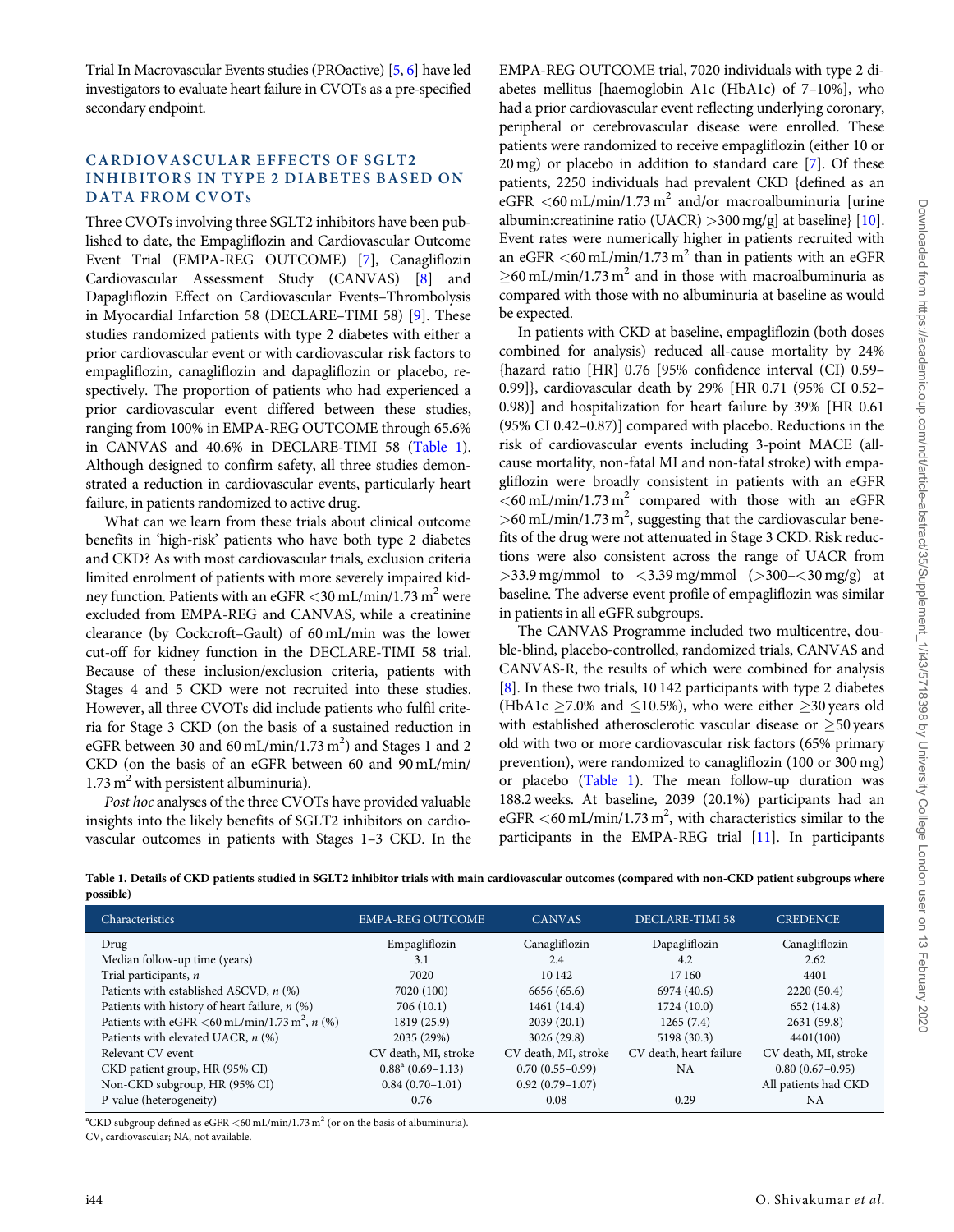Trial In Macrovascular Events studies (PROactive) [5, 6] have led investigators to evaluate heart failure in CVOTs as a pre-specified secondary endpoint.

## CARDIOVASCULAR EFFECTS OF SGLT2 INHIBITORS IN TYPE 2 DIABETES BASED ON DATA FROM CVOTs

Three CVOTs involving three SGLT2 inhibitors have been published to date, the Empagliflozin and Cardiovascular Outcome Event Trial (EMPA-REG OUTCOME) [7], Canagliflozin Cardiovascular Assessment Study (CANVAS) [8] and Dapagliflozin Effect on Cardiovascular Events–Thrombolysis in Myocardial Infarction 58 (DECLARE–TIMI 58) [9]. These studies randomized patients with type 2 diabetes with either a prior cardiovascular event or with cardiovascular risk factors to empagliflozin, canagliflozin and dapagliflozin or placebo, respectively. The proportion of patients who had experienced a prior cardiovascular event differed between these studies, ranging from 100% in EMPA-REG OUTCOME through 65.6% in CANVAS and 40.6% in DECLARE-TIMI 58 (Table 1). Although designed to confirm safety, all three studies demonstrated a reduction in cardiovascular events, particularly heart failure, in patients randomized to active drug.

What can we learn from these trials about clinical outcome benefits in 'high-risk' patients who have both type 2 diabetes and CKD? As with most cardiovascular trials, exclusion criteria limited enrolment of patients with more severely impaired kidney function. Patients with an eGFR <30 mL/min/1.73 m$^2$ were excluded from EMPA-REG and CANVAS, while a creatinine clearance (by Cockcroft–Gault) of 60 mL/min was the lower cut-off for kidney function in the DECLARE-TIMI 58 trial. Because of these inclusion/exclusion criteria, patients with Stages 4 and 5 CKD were not recruited into these studies. However, all three CVOTs did include patients who fulfil criteria for Stage 3 CKD (on the basis of a sustained reduction in eGFR between 30 and 60 mL/min/1.73 m$^2$) and Stages 1 and 2 CKD (on the basis of an eGFR between 60 and 90 mL/min/1.73 m$^2$ with persistent albuminuria).

*Post hoc* analyses of the three CVOTs have provided valuable insights into the likely benefits of SGLT2 inhibitors on cardiovascular outcomes in patients with Stages 1–3 CKD. In the EMPA-REG OUTCOME trial, 7020 individuals with type 2 diabetes mellitus [haemoglobin A1c (HbA1c) of 7–10%], who had a prior cardiovascular event reflecting underlying coronary, peripheral or cerebrovascular disease were enrolled. These patients were randomized to receive empagliflozin (either 10 or 20 mg) or placebo in addition to standard care [7]. Of these patients, 2250 individuals had prevalent CKD {defined as an eGFR <60 mL/min/1.73 m$^2$ and/or macroalbuminuria [urine albumin:creatinine ratio (UACR) >300 mg/g] at baseline} [10]. Event rates were numerically higher in patients recruited with an eGFR <60 mL/min/1.73 m$^2$ than in patients with an eGFR ≥60 mL/min/1.73 m$^2$ and in those with macroalbuminuria as compared with those with no albuminuria at baseline as would be expected.

In patients with CKD at baseline, empagliflozin (both doses combined for analysis) reduced all-cause mortality by 24% {hazard ratio [HR] 0.76 [95% confidence interval (CI) 0.59–0.99]}, cardiovascular death by 29% [HR 0.71 (95% CI 0.52–0.98)] and hospitalization for heart failure by 39% [HR 0.61 (95% CI 0.42–0.87)] compared with placebo. Reductions in the risk of cardiovascular events including 3-point MACE (all-cause mortality, non-fatal MI and non-fatal stroke) with empagliflozin were broadly consistent in patients with an eGFR <60 mL/min/1.73 m$^2$ compared with those with an eGFR >60 mL/min/1.73 m$^2$, suggesting that the cardiovascular benefits of the drug were not attenuated in Stage 3 CKD. Risk reductions were also consistent across the range of UACR from >33.9 mg/mmol to <3.39 mg/mmol (>300–<30 mg/g) at baseline. The adverse event profile of empagliflozin was similar in patients in all eGFR subgroups.

The CANVAS Programme included two multicentre, double-blind, placebo-controlled, randomized trials, CANVAS and CANVAS-R, the results of which were combined for analysis [8]. In these two trials, 10 142 participants with type 2 diabetes (HbA1c ≥7.0% and ≤10.5%), who were either ≥30 years old with established atherosclerotic vascular disease or ≥50 years old with two or more cardiovascular risk factors (65% primary prevention), were randomized to canagliflozin (100 or 300 mg) or placebo (Table 1). The mean follow-up duration was 188.2 weeks. At baseline, 2039 (20.1%) participants had an eGFR <60 mL/min/1.73 m$^2$, with characteristics similar to the participants in the EMPA-REG trial [11]. In participants

**Table 1. Details of CKD patients studied in SGLT2 inhibitor trials with main cardiovascular outcomes (compared with non-CKD patient subgroups where possible)**

| Characteristics | EMPA-REG OUTCOME | CANVAS | DECLARE-TIMI 58 | CREDENCE |
|---|---|---|---|---|
| Drug | Empagliflozin | Canagliflozin | Dapagliflozin | Canagliflozin |
| Median follow-up time (years) | 3.1 | 2.4 | 4.2 | 2.62 |
| Trial participants, *n* | 7020 | 10 142 | 17 160 | 4401 |
| Patients with established ASCVD, *n* (%) | 7020 (100) | 6656 (65.6) | 6974 (40.6) | 2220 (50.4) |
| Patients with history of heart failure, *n* (%) | 706 (10.1) | 1461 (14.4) | 1724 (10.0) | 652 (14.8) |
| Patients with eGFR <60 mL/min/1.73 m$^2$, *n* (%) | 1819 (25.9) | 2039 (20.1) | 1265 (7.4) | 2631 (59.8) |
| Patients with elevated UACR, *n* (%) | 2035 (29%) | 3026 (29.8) | 5198 (30.3) | 4401(100) |
| Relevant CV event | CV death, MI, stroke | CV death, MI, stroke | CV death, heart failure | CV death, MI, stroke |
| CKD patient group, HR (95% CI) | 0.88[a] (0.69–1.13) | 0.70 (0.55–0.99) | NA | 0.80 (0.67–0.95) |
| Non-CKD subgroup, HR (95% CI) | 0.84 (0.70–1.01) | 0.92 (0.79–1.07) | | All patients had CKD |
| P-value (heterogeneity) | 0.76 | 0.08 | 0.29 | NA |

[a]CKD subgroup defined as eGFR <60 mL/min/1.73 m$^2$ (or on the basis of albuminuria).
CV, cardiovascular; NA, not available.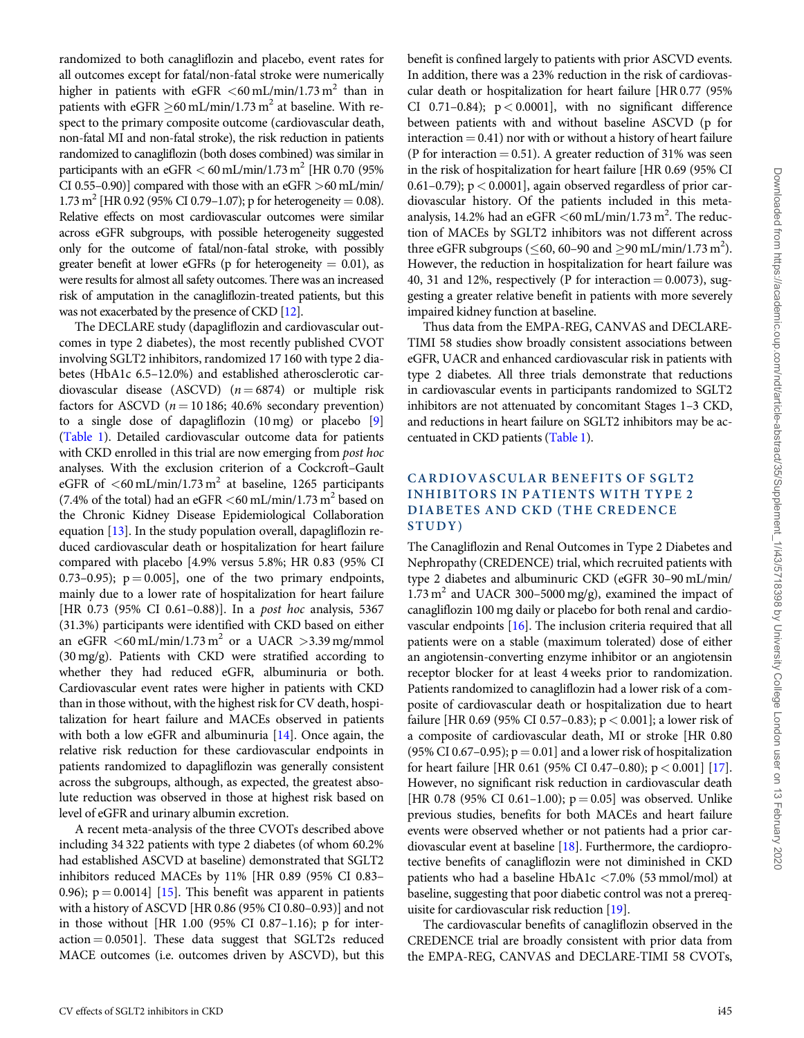randomized to both canagliflozin and placebo, event rates for all outcomes except for fatal/non-fatal stroke were numerically higher in patients with eGFR <60 mL/min/1.73 m$^2$ than in patients with eGFR ≥60 mL/min/1.73 m$^2$ at baseline. With respect to the primary composite outcome (cardiovascular death, non-fatal MI and non-fatal stroke), the risk reduction in patients randomized to canagliflozin (both doses combined) was similar in participants with an eGFR < 60 mL/min/1.73 m$^2$ [HR 0.70 (95% CI 0.55–0.90)] compared with those with an eGFR >60 mL/min/1.73 m$^2$ [HR 0.92 (95% CI 0.79–1.07); p for heterogeneity = 0.08). Relative effects on most cardiovascular outcomes were similar across eGFR subgroups, with possible heterogeneity suggested only for the outcome of fatal/non-fatal stroke, with possibly greater benefit at lower eGFRs (p for heterogeneity = 0.01), as were results for almost all safety outcomes. There was an increased risk of amputation in the canagliflozin-treated patients, but this was not exacerbated by the presence of CKD [12].

The DECLARE study (dapagliflozin and cardiovascular outcomes in type 2 diabetes), the most recently published CVOT involving SGLT2 inhibitors, randomized 17 160 with type 2 diabetes (HbA1c 6.5–12.0%) and established atherosclerotic cardiovascular disease (ASCVD) ($n = 6874$) or multiple risk factors for ASCVD ($n = 10\,186$; 40.6% secondary prevention) to a single dose of dapagliflozin (10 mg) or placebo [9] (Table 1). Detailed cardiovascular outcome data for patients with CKD enrolled in this trial are now emerging from *post hoc* analyses. With the exclusion criterion of a Cockcroft–Gault eGFR of <60 mL/min/1.73 m$^2$ at baseline, 1265 participants (7.4% of the total) had an eGFR <60 mL/min/1.73 m$^2$ based on the Chronic Kidney Disease Epidemiological Collaboration equation [13]. In the study population overall, dapagliflozin reduced cardiovascular death or hospitalization for heart failure compared with placebo [4.9% versus 5.8%; HR 0.83 (95% CI 0.73–0.95); p = 0.005], one of the two primary endpoints, mainly due to a lower rate of hospitalization for heart failure [HR 0.73 (95% CI 0.61–0.88)]. In a *post hoc* analysis, 5367 (31.3%) participants were identified with CKD based on either an eGFR <60 mL/min/1.73 m$^2$ or a UACR >3.39 mg/mmol (30 mg/g). Patients with CKD were stratified according to whether they had reduced eGFR, albuminuria or both. Cardiovascular event rates were higher in patients with CKD than in those without, with the highest risk for CV death, hospitalization for heart failure and MACEs observed in patients with both a low eGFR and albuminuria [14]. Once again, the relative risk reduction for these cardiovascular endpoints in patients randomized to dapagliflozin was generally consistent across the subgroups, although, as expected, the greatest absolute reduction was observed in those at highest risk based on level of eGFR and urinary albumin excretion.

A recent meta-analysis of the three CVOTs described above including 34 322 patients with type 2 diabetes (of whom 60.2% had established ASCVD at baseline) demonstrated that SGLT2 inhibitors reduced MACEs by 11% [HR 0.89 (95% CI 0.83–0.96); p = 0.0014] [15]. This benefit was apparent in patients with a history of ASCVD [HR 0.86 (95% CI 0.80–0.93)] and not in those without [HR 1.00 (95% CI 0.87–1.16); p for interaction = 0.0501]. These data suggest that SGLT2s reduced MACE outcomes (i.e. outcomes driven by ASCVD), but this benefit is confined largely to patients with prior ASCVD events. In addition, there was a 23% reduction in the risk of cardiovascular death or hospitalization for heart failure [HR 0.77 (95% CI 0.71–0.84); p < 0.0001], with no significant difference between patients with and without baseline ASCVD (p for interaction = 0.41) nor with or without a history of heart failure (P for interaction = 0.51). A greater reduction of 31% was seen in the risk of hospitalization for heart failure [HR 0.69 (95% CI 0.61–0.79); p < 0.0001], again observed regardless of prior cardiovascular history. Of the patients included in this meta-analysis, 14.2% had an eGFR <60 mL/min/1.73 m$^2$. The reduction of MACEs by SGLT2 inhibitors was not different across three eGFR subgroups (≤60, 60–90 and ≥90 mL/min/1.73 m$^2$). However, the reduction in hospitalization for heart failure was 40, 31 and 12%, respectively (P for interaction = 0.0073), suggesting a greater relative benefit in patients with more severely impaired kidney function at baseline.

Thus data from the EMPA-REG, CANVAS and DECLARE-TIMI 58 studies show broadly consistent associations between eGFR, UACR and enhanced cardiovascular risk in patients with type 2 diabetes. All three trials demonstrate that reductions in cardiovascular events in participants randomized to SGLT2 inhibitors are not attenuated by concomitant Stages 1–3 CKD, and reductions in heart failure on SGLT2 inhibitors may be accentuated in CKD patients (Table 1).

## CARDIOVASCULAR BENEFITS OF SGLT2 INHIBITORS IN PATIENTS WITH TYPE 2 DIABETES AND CKD (THE CREDENCE STUDY)

The Canagliflozin and Renal Outcomes in Type 2 Diabetes and Nephropathy (CREDENCE) trial, which recruited patients with type 2 diabetes and albuminuric CKD (eGFR 30–90 mL/min/1.73 m$^2$ and UACR 300–5000 mg/g), examined the impact of canagliflozin 100 mg daily or placebo for both renal and cardiovascular endpoints [16]. The inclusion criteria required that all patients were on a stable (maximum tolerated) dose of either an angiotensin-converting enzyme inhibitor or an angiotensin receptor blocker for at least 4 weeks prior to randomization. Patients randomized to canagliflozin had a lower risk of a composite of cardiovascular death or hospitalization due to heart failure [HR 0.69 (95% CI 0.57–0.83); p < 0.001]; a lower risk of a composite of cardiovascular death, MI or stroke [HR 0.80 (95% CI 0.67–0.95); p = 0.01] and a lower risk of hospitalization for heart failure [HR 0.61 (95% CI 0.47–0.80); p < 0.001 [17]. However, no significant risk reduction in cardiovascular death [HR 0.78 (95% CI 0.61–1.00); p = 0.05] was observed. Unlike previous studies, benefits for both MACEs and heart failure events were observed whether or not patients had a prior cardiovascular event at baseline [18]. Furthermore, the cardioprotective benefits of canagliflozin were not diminished in CKD patients who had a baseline HbA1c <7.0% (53 mmol/mol) at baseline, suggesting that poor diabetic control was not a prerequisite for cardiovascular risk reduction [19].

The cardiovascular benefits of canagliflozin observed in the CREDENCE trial are broadly consistent with prior data from the EMPA-REG, CANVAS and DECLARE-TIMI 58 CVOTs,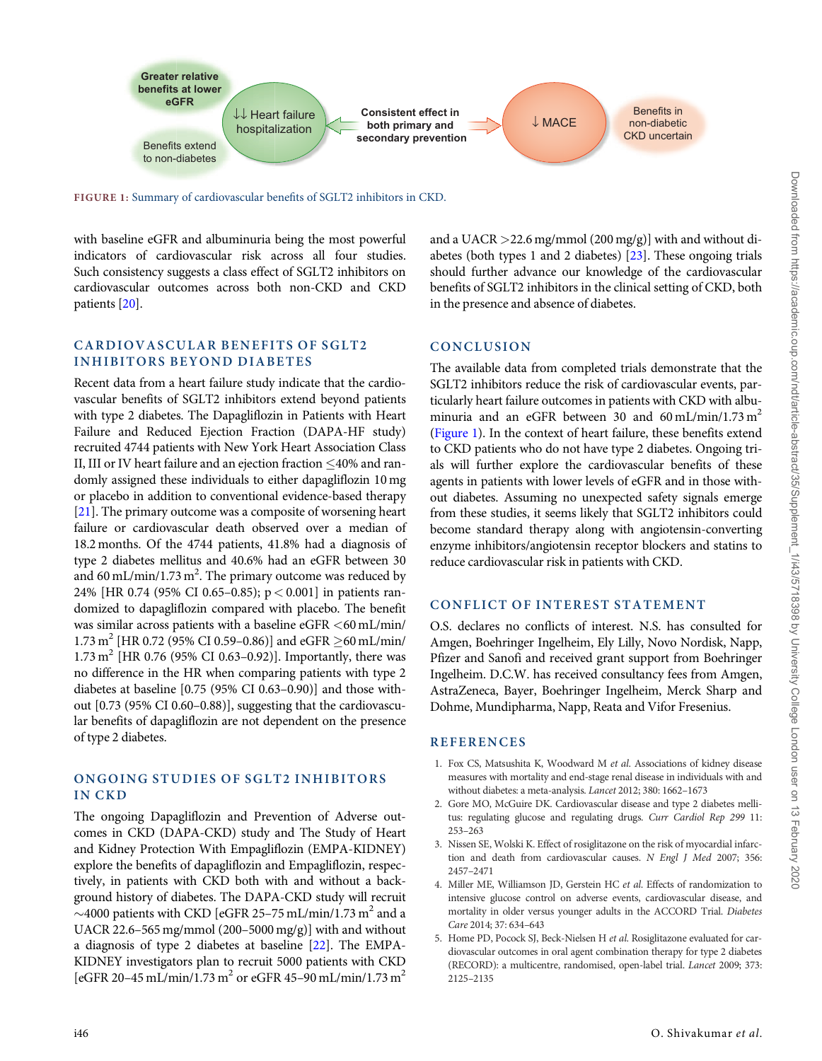Greater relative benefits at lower eGFR

Benefits extend to non-diabetes

↓↓ Heart failure hospitalization

Consistent effect in both primary and secondary prevention

↓ MACE

Benefits in non-diabetic CKD uncertain

FIGURE 1: Summary of cardiovascular benefits of SGLT2 inhibitors in CKD.

with baseline eGFR and albuminuria being the most powerful indicators of cardiovascular risk across all four studies. Such consistency suggests a class effect of SGLT2 inhibitors on cardiovascular outcomes across both non-CKD and CKD patients [20].

## CARDIOVASCULAR BENEFITS OF SGLT2 INHIBITORS BEYOND DIABETES

Recent data from a heart failure study indicate that the cardiovascular benefits of SGLT2 inhibitors extend beyond patients with type 2 diabetes. The Dapagliflozin in Patients with Heart Failure and Reduced Ejection Fraction (DAPA-HF study) recruited 4744 patients with New York Heart Association Class II, III or IV heart failure and an ejection fraction ≤40% and randomly assigned these individuals to either dapagliflozin 10 mg or placebo in addition to conventional evidence-based therapy [21]. The primary outcome was a composite of worsening heart failure or cardiovascular death observed over a median of 18.2 months. Of the 4744 patients, 41.8% had a diagnosis of type 2 diabetes mellitus and 40.6% had an eGFR between 30 and 60 mL/min/1.73 $m^2$. The primary outcome was reduced by 24% [HR 0.74 (95% CI 0.65–0.85); $p < 0.001$] in patients randomized to dapagliflozin compared with placebo. The benefit was similar across patients with a baseline eGFR <60 mL/min/1.73 $m^2$ [HR 0.72 (95% CI 0.59–0.86)] and eGFR ≥60 mL/min/1.73 $m^2$ [HR 0.76 (95% CI 0.63–0.92)]. Importantly, there was no difference in the HR when comparing patients with type 2 diabetes at baseline [0.75 (95% CI 0.63–0.90)] and those without [0.73 (95% CI 0.60–0.88)], suggesting that the cardiovascular benefits of dapagliflozin are not dependent on the presence of type 2 diabetes.

## ONGOING STUDIES OF SGLT2 INHIBITORS IN CKD

The ongoing Dapagliflozin and Prevention of Adverse outcomes in CKD (DAPA-CKD) study and The Study of Heart and Kidney Protection With Empagliflozin (EMPA-KIDNEY) explore the benefits of dapagliflozin and Empagliflozin, respectively, in patients with CKD both with and without a background history of diabetes. The DAPA-CKD study will recruit ∼4000 patients with CKD [eGFR 25–75 mL/min/1.73 $m^2$ and a UACR 22.6–565 mg/mmol (200–5000 mg/g)] with and without a diagnosis of type 2 diabetes at baseline [22]. The EMPA-KIDNEY investigators plan to recruit 5000 patients with CKD [eGFR 20–45 mL/min/1.73 $m^2$ or eGFR 45–90 mL/min/1.73 $m^2$ and a UACR >22.6 mg/mmol (200 mg/g)] with and without diabetes (both types 1 and 2 diabetes) [23]. These ongoing trials should further advance our knowledge of the cardiovascular benefits of SGLT2 inhibitors in the clinical setting of CKD, both in the presence and absence of diabetes.

## CONCLUSION

The available data from completed trials demonstrate that the SGLT2 inhibitors reduce the risk of cardiovascular events, particularly heart failure outcomes in patients with CKD with albuminuria and an eGFR between 30 and 60 mL/min/1.73 $m^2$ (Figure 1). In the context of heart failure, these benefits extend to CKD patients who do not have type 2 diabetes. Ongoing trials will further explore the cardiovascular benefits of these agents in patients with lower levels of eGFR and in those without diabetes. Assuming no unexpected safety signals emerge from these studies, it seems likely that SGLT2 inhibitors could become standard therapy along with angiotensin-converting enzyme inhibitors/angiotensin receptor blockers and statins to reduce cardiovascular risk in patients with CKD.

## CONFLICT OF INTEREST STATEMENT

O.S. declares no conflicts of interest. N.S. has consulted for Amgen, Boehringer Ingelheim, Ely Lilly, Novo Nordisk, Napp, Pfizer and Sanofi and received grant support from Boehringer Ingelheim. D.C.W. has received consultancy fees from Amgen, AstraZeneca, Bayer, Boehringer Ingelheim, Merck Sharp and Dohme, Mundipharma, Napp, Reata and Vifor Fresenius.

## REFERENCES

1. Fox CS, Matsushita K, Woodward M *et al.* Associations of kidney disease measures with mortality and end-stage renal disease in individuals with and without diabetes: a meta-analysis. *Lancet* 2012; 380: 1662–1673
2. Gore MO, McGuire DK. Cardiovascular disease and type 2 diabetes mellitus: regulating glucose and regulating drugs. *Curr Cardiol Rep 299* 11: 253–263
3. Nissen SE, Wolski K. Effect of rosiglitazone on the risk of myocardial infarction and death from cardiovascular causes. *N Engl J Med* 2007; 356: 2457–2471
4. Miller ME, Williamson JD, Gerstein HC *et al.* Effects of randomization to intensive glucose control on adverse events, cardiovascular disease, and mortality in older versus younger adults in the ACCORD Trial. *Diabetes Care* 2014; 37: 634–643
5. Home PD, Pocock SJ, Beck-Nielsen H *et al.* Rosiglitazone evaluated for cardiovascular outcomes in oral agent combination therapy for type 2 diabetes (RECORD): a multicentre, randomised, open-label trial. *Lancet* 2009; 373: 2125–2135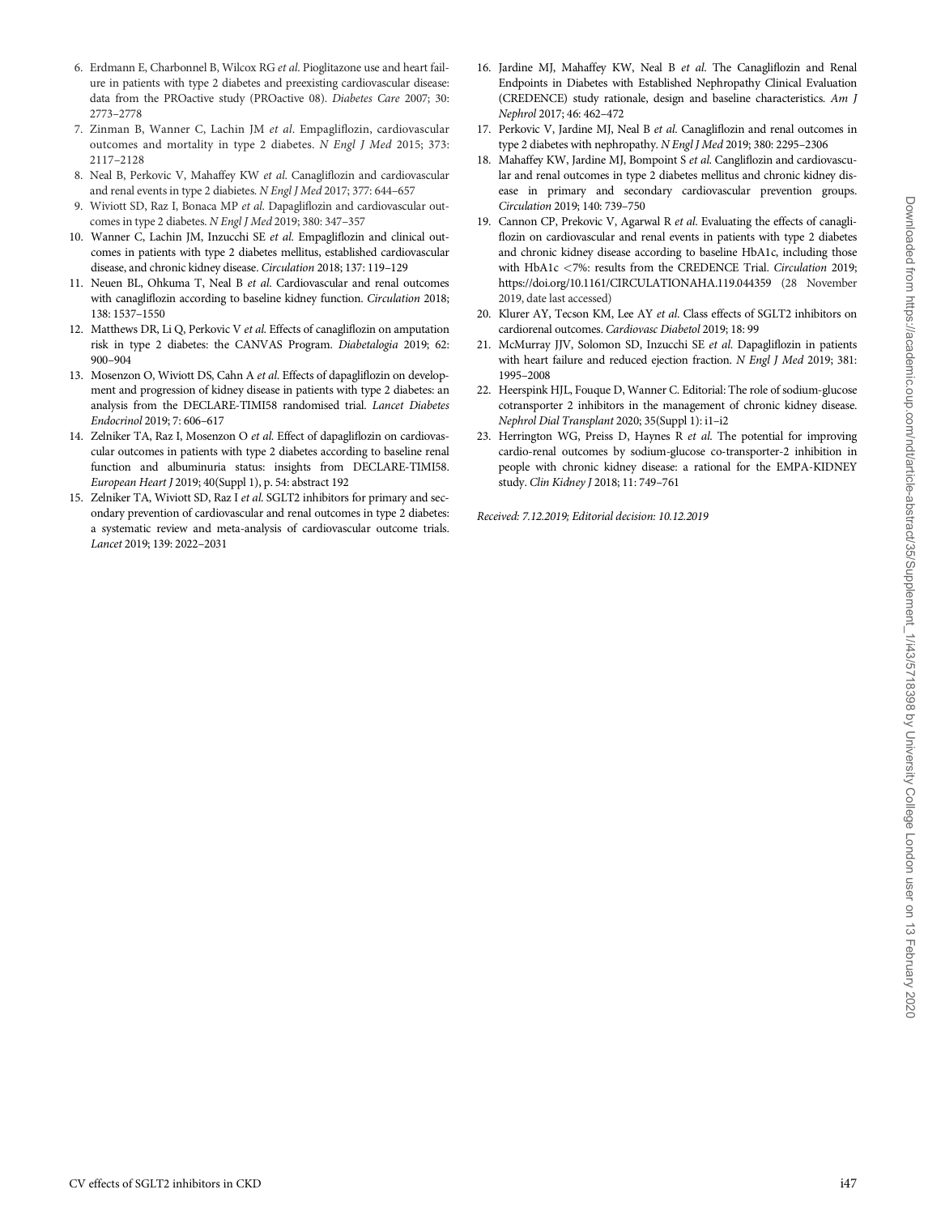6. Erdmann E, Charbonnel B, Wilcox RG *et al*. Pioglitazone use and heart failure in patients with type 2 diabetes and preexisting cardiovascular disease: data from the PROactive study (PROactive 08). *Diabetes Care* 2007; 30: 2773–2778
7. Zinman B, Wanner C, Lachin JM *et al*. Empagliflozin, cardiovascular outcomes and mortality in type 2 diabetes. *N Engl J Med* 2015; 373: 2117–2128
8. Neal B, Perkovic V, Mahaffey KW *et al*. Canagliflozin and cardiovascular and renal events in type 2 diabietes. *N Engl J Med* 2017; 377: 644–657
9. Wiviott SD, Raz I, Bonaca MP *et al*. Dapagliflozin and cardiovascular outcomes in type 2 diabetes. *N Engl J Med* 2019; 380: 347–357
10. Wanner C, Lachin JM, Inzucchi SE *et al*. Empagliflozin and clinical outcomes in patients with type 2 diabetes mellitus, established cardiovascular disease, and chronic kidney disease. *Circulation* 2018; 137: 119–129
11. Neuen BL, Ohkuma T, Neal B *et al*. Cardiovascular and renal outcomes with canagliflozin according to baseline kidney function. *Circulation* 2018; 138: 1537–1550
12. Matthews DR, Li Q, Perkovic V *et al*. Effects of canagliflozin on amputation risk in type 2 diabetes: the CANVAS Program. *Diabetalogia* 2019; 62: 900–904
13. Mosenzon O, Wiviott DS, Cahn A *et al*. Effects of dapagliflozin on development and progression of kidney disease in patients with type 2 diabetes: an analysis from the DECLARE-TIMI58 randomised trial. *Lancet Diabetes Endocrinol* 2019; 7: 606–617
14. Zelniker TA, Raz I, Mosenzon O *et al*. Effect of dapagliflozin on cardiovascular outcomes in patients with type 2 diabetes according to baseline renal function and albuminuria status: insights from DECLARE-TIMI58. *European Heart J* 2019; 40(Suppl 1), p. 54: abstract 192
15. Zelniker TA, Wiviott SD, Raz I *et al*. SGLT2 inhibitors for primary and secondary prevention of cardiovascular and renal outcomes in type 2 diabetes: a systematic review and meta-analysis of cardiovascular outcome trials. *Lancet* 2019; 139: 2022–2031
16. Jardine MJ, Mahaffey KW, Neal B *et al*. The Canagliflozin and Renal Endpoints in Diabetes with Established Nephropathy Clinical Evaluation (CREDENCE) study rationale, design and baseline characteristics. *Am J Nephrol* 2017; 46: 462–472
17. Perkovic V, Jardine MJ, Neal B *et al*. Canagliflozin and renal outcomes in type 2 diabetes with nephropathy. *N Engl J Med* 2019; 380: 2295–2306
18. Mahaffey KW, Jardine MJ, Bompoint S *et al*. Cangliflozin and cardiovascular and renal outcomes in type 2 diabetes mellitus and chronic kidney disease in primary and secondary cardiovascular prevention groups. *Circulation* 2019; 140: 739–750
19. Cannon CP, Prekovic V, Agarwal R *et al*. Evaluating the effects of canagliflozin on cardiovascular and renal events in patients with type 2 diabetes and chronic kidney disease according to baseline HbA1c, including those with HbA1c <7%: results from the CREDENCE Trial. *Circulation* 2019; https://doi.org/10.1161/CIRCULATIONAHA.119.044359 (28 November 2019, date last accessed)
20. Klurer AY, Tecson KM, Lee AY *et al*. Class effects of SGLT2 inhibitors on cardiorenal outcomes. *Cardiovasc Diabetol* 2019; 18: 99
21. McMurray JJV, Solomon SD, Inzucchi SE *et al*. Dapagliflozin in patients with heart failure and reduced ejection fraction. *N Engl J Med* 2019; 381: 1995–2008
22. Heerspink HJL, Fouque D, Wanner C. Editorial: The role of sodium-glucose cotransporter 2 inhibitors in the management of chronic kidney disease. *Nephrol Dial Transplant* 2020; 35(Suppl 1): i1–i2
23. Herrington WG, Preiss D, Haynes R *et al*. The potential for improving cardio-renal outcomes by sodium-glucose co-transporter-2 inhibition in people with chronic kidney disease: a rational for the EMPA-KIDNEY study. *Clin Kidney J* 2018; 11: 749–761

*Received: 7.12.2019; Editorial decision: 10.12.2019*